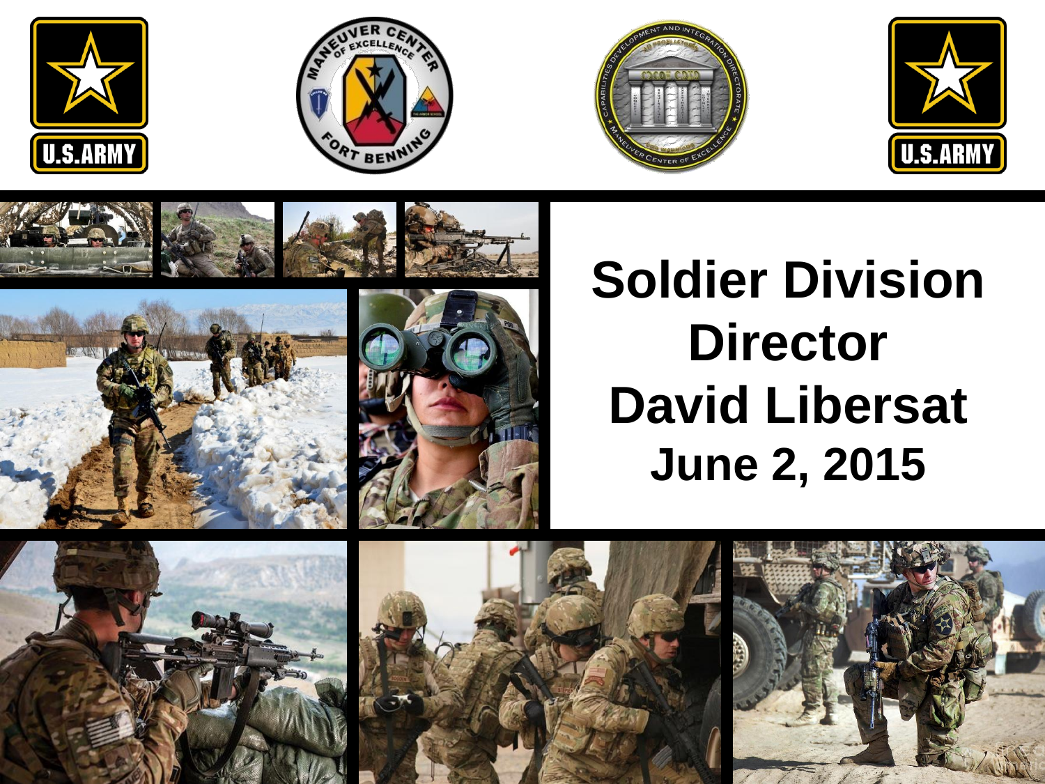# Soldier Division Director David Libersat

**June 2, 2015**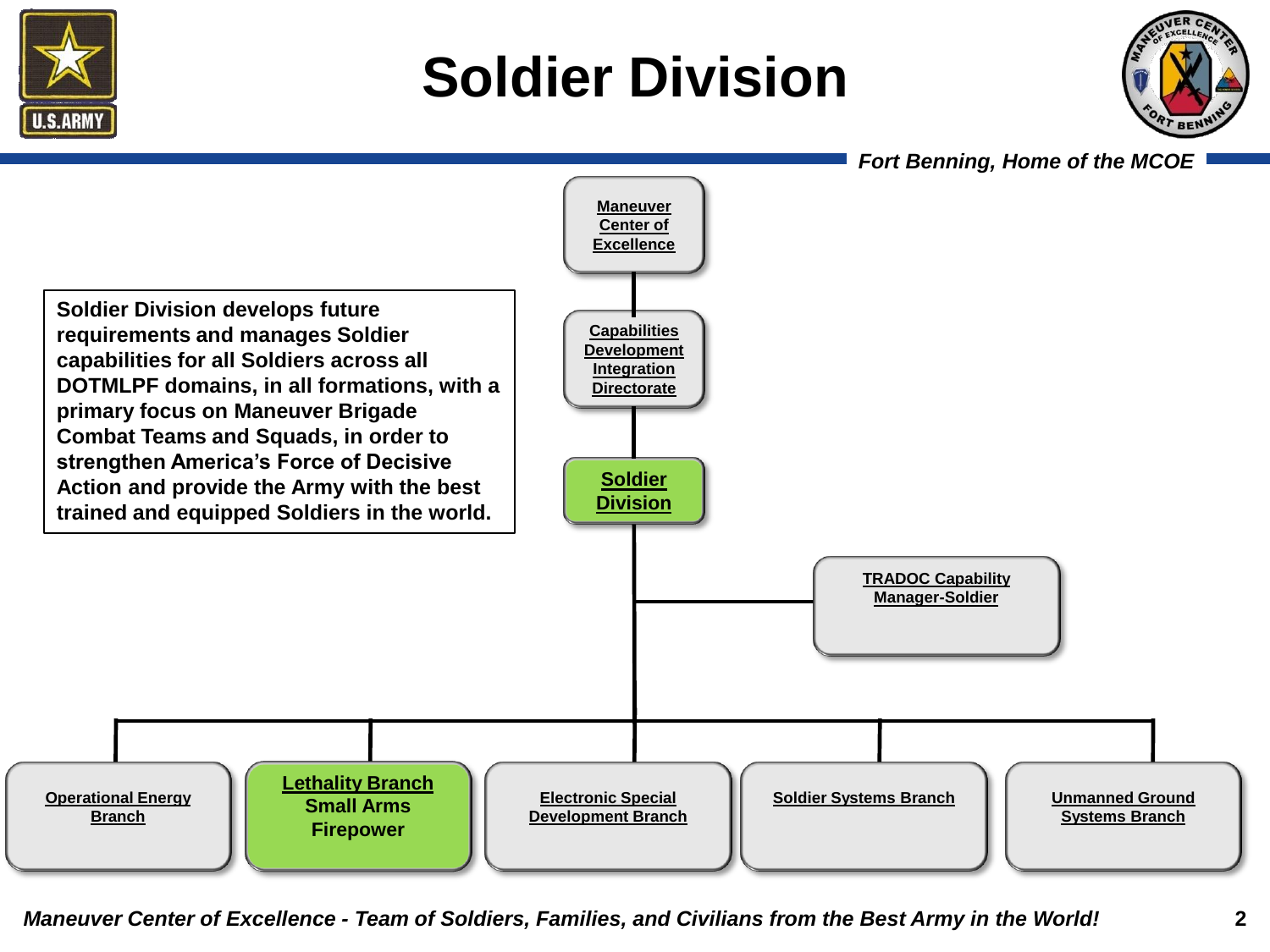# Soldier Division

*Fort Benning, Home of the MCOE*

**Soldier Division develops future requirements and manages Soldier capabilities for all Soldiers across all DOTMLPF domains, in all formations, with a primary focus on Maneuver Brigade Combat Teams and Squads, in order to strengthen America's Force of Decisive Action and provide the Army with the best trained and equipped Soldiers in the world.**

- Maneuver Center of Excellence
  - Capabilities Development Integration Directorate
    - **Soldier Division**
      - TRADOC Capability Manager-Soldier
      - Operational Energy Branch
      - **Lethality Branch** – Small Arms Firepower
      - Electronic Special Development Branch
      - Soldier Systems Branch
      - Unmanned Ground Systems Branch

*Maneuver Center of Excellence - Team of Soldiers, Families, and Civilians from the Best Army in the World!*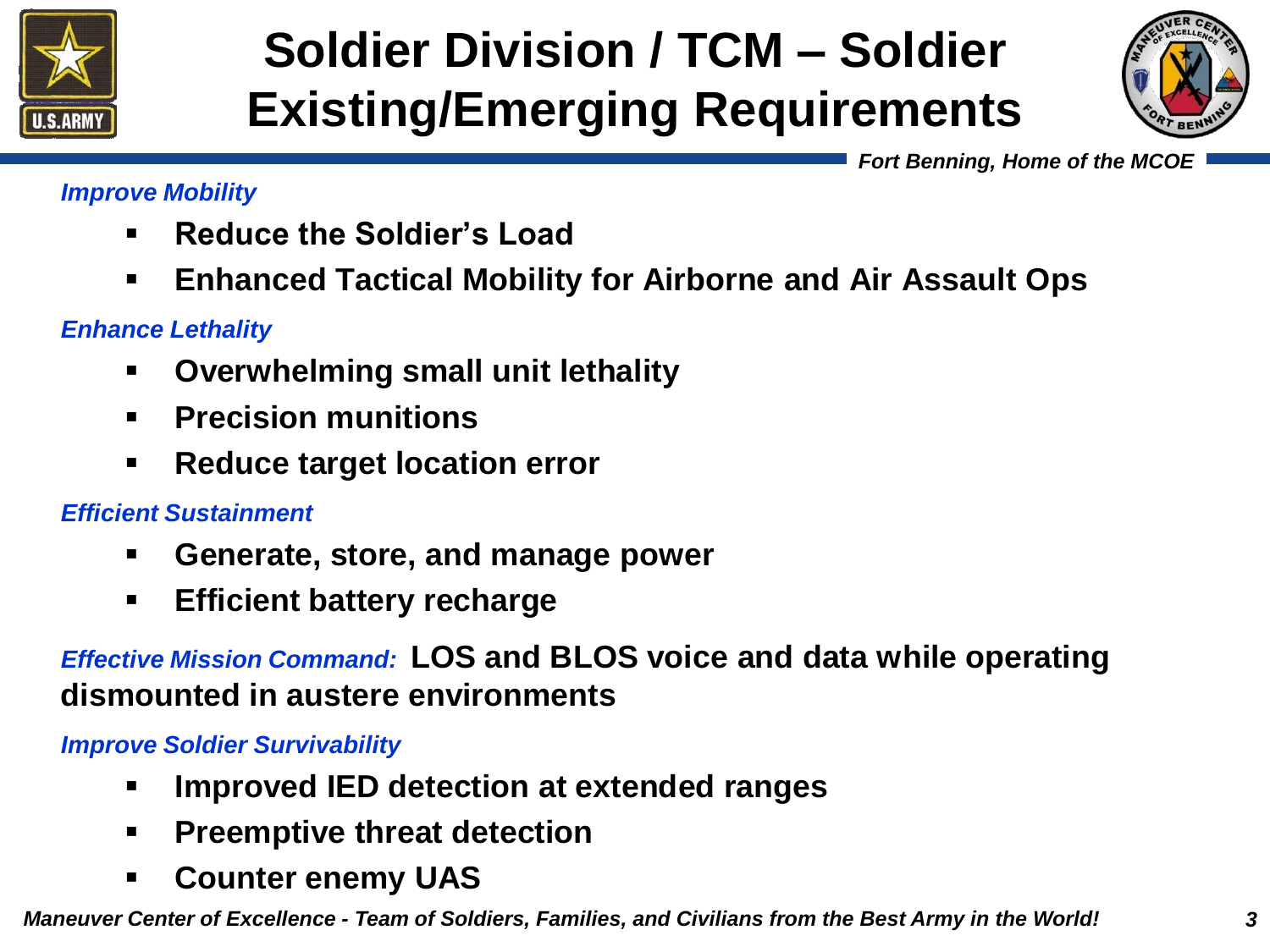# Soldier Division / TCM – Soldier Existing/Emerging Requirements

*Improve Mobility*

- **Reduce the Soldier's Load**
- **Enhanced Tactical Mobility for Airborne and Air Assault Ops**

*Enhance Lethality*

- **Overwhelming small unit lethality**
- **Precision munitions**
- **Reduce target location error**

*Efficient Sustainment*

- **Generate, store, and manage power**
- **Efficient battery recharge**

*Effective Mission Command:* **LOS and BLOS voice and data while operating dismounted in austere environments**

*Improve Soldier Survivability*

- **Improved IED detection at extended ranges**
- **Preemptive threat detection**
- **Counter enemy UAS**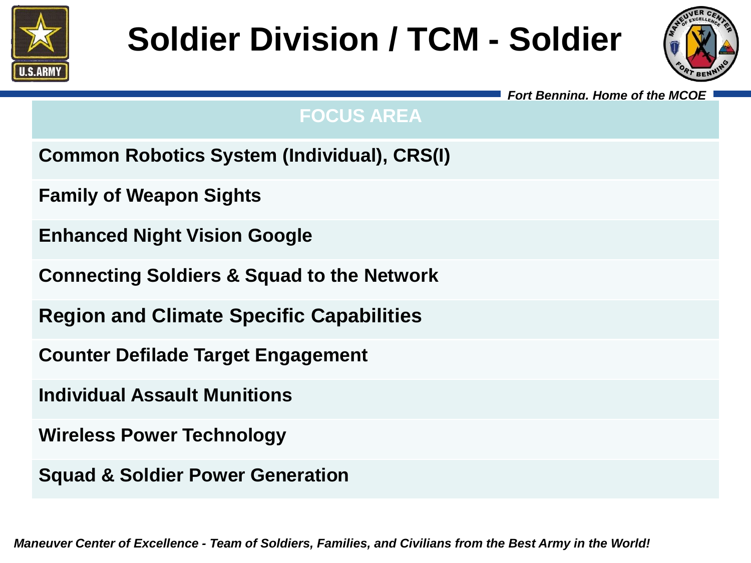# Soldier Division / TCM - Soldier

*Fort Benning, Home of the MCOE*

| FOCUS AREA |
|---|
| Common Robotics System (Individual), CRS(I) |
| Family of Weapon Sights |
| Enhanced Night Vision Google |
| Connecting Soldiers & Squad to the Network |
| Region and Climate Specific Capabilities |
| Counter Defilade Target Engagement |
| Individual Assault Munitions |
| Wireless Power Technology |
| Squad & Soldier Power Generation |

*Maneuver Center of Excellence - Team of Soldiers, Families, and Civilians from the Best Army in the World!*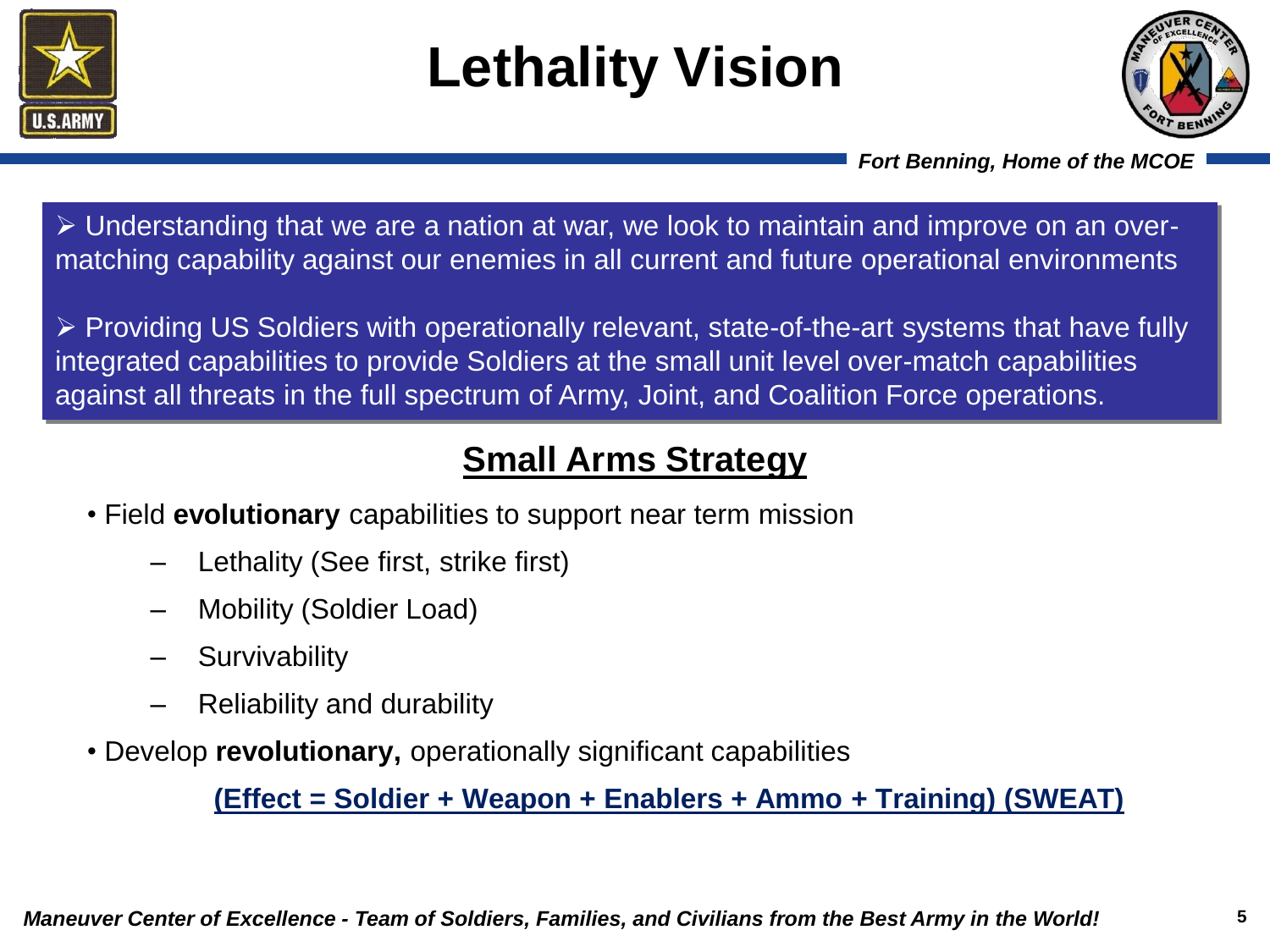# Lethality Vision

*Fort Benning, Home of the MCOE*

- Understanding that we are a nation at war, we look to maintain and improve on an over-matching capability against our enemies in all current and future operational environments

- Providing US Soldiers with operationally relevant, state-of-the-art systems that have fully integrated capabilities to provide Soldiers at the small unit level over-match capabilities against all threats in the full spectrum of Army, Joint, and Coalition Force operations.

## Small Arms Strategy

- Field **evolutionary** capabilities to support near term mission
  - Lethality (See first, strike first)
  - Mobility (Soldier Load)
  - Survivability
  - Reliability and durability
- Develop **revolutionary,** operationally significant capabilities

**(Effect = Soldier + Weapon + Enablers + Ammo + Training) (SWEAT)**

*Maneuver Center of Excellence - Team of Soldiers, Families, and Civilians from the Best Army in the World!*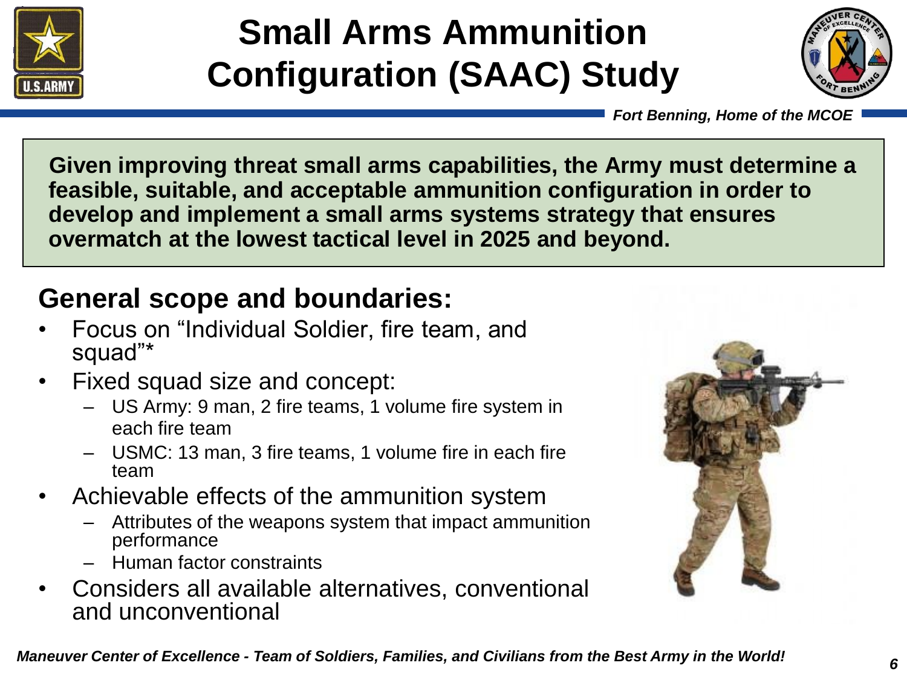# Small Arms Ammunition Configuration (SAAC) Study

**Given improving threat small arms capabilities, the Army must determine a feasible, suitable, and acceptable ammunition configuration in order to develop and implement a small arms systems strategy that ensures overmatch at the lowest tactical level in 2025 and beyond.**

## General scope and boundaries:

- Focus on "Individual Soldier, fire team, and squad"*
- Fixed squad size and concept:
  - US Army: 9 man, 2 fire teams, 1 volume fire system in each fire team
  - USMC: 13 man, 3 fire teams, 1 volume fire in each fire team
- Achievable effects of the ammunition system
  - Attributes of the weapons system that impact ammunition performance
  - Human factor constraints
- Considers all available alternatives, conventional and unconventional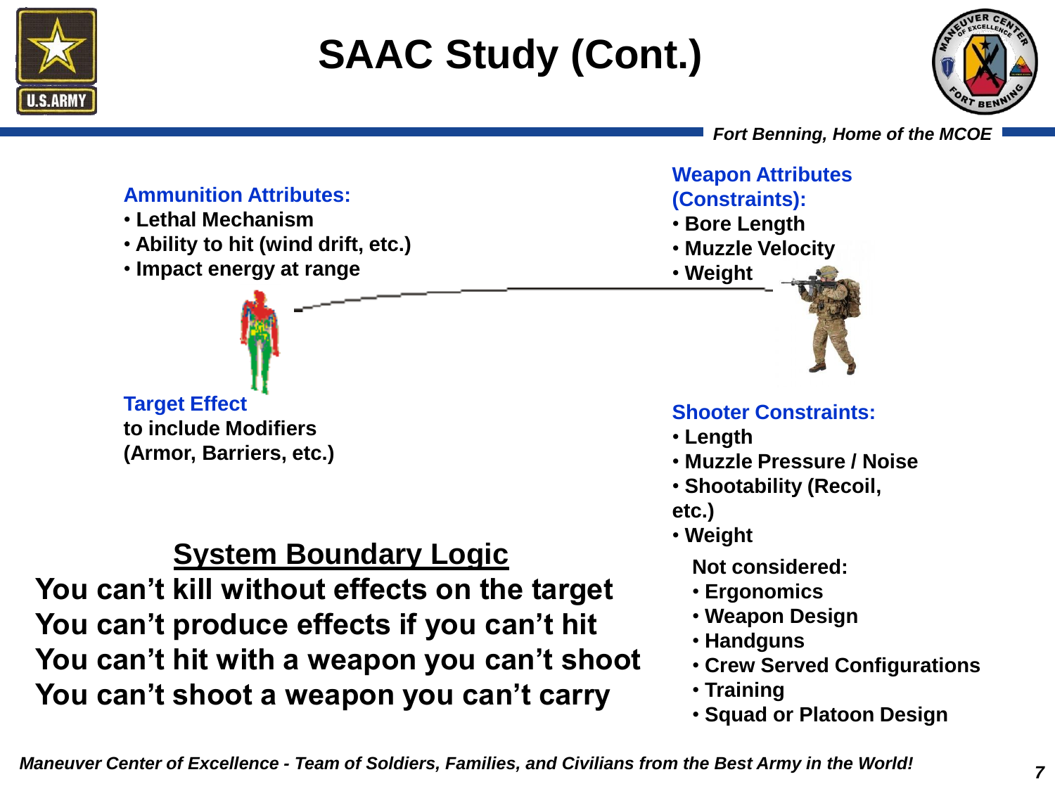# SAAC Study (Cont.)

**Ammunition Attributes:**

- Lethal Mechanism
- Ability to hit (wind drift, etc.)
- Impact energy at range

**Target Effect** to include Modifiers (Armor, Barriers, etc.)

**Weapon Attributes (Constraints):**

- Bore Length
- Muzzle Velocity
- Weight

**Shooter Constraints:**

- Length
- Muzzle Pressure / Noise
- Shootability (Recoil, etc.)
- Weight

**Not considered:**

- Ergonomics
- Weapon Design
- Handguns
- Crew Served Configurations
- Training
- Squad or Platoon Design

## System Boundary Logic

**You can't kill without effects on the target**
**You can't produce effects if you can't hit**
**You can't hit with a weapon you can't shoot**
**You can't shoot a weapon you can't carry**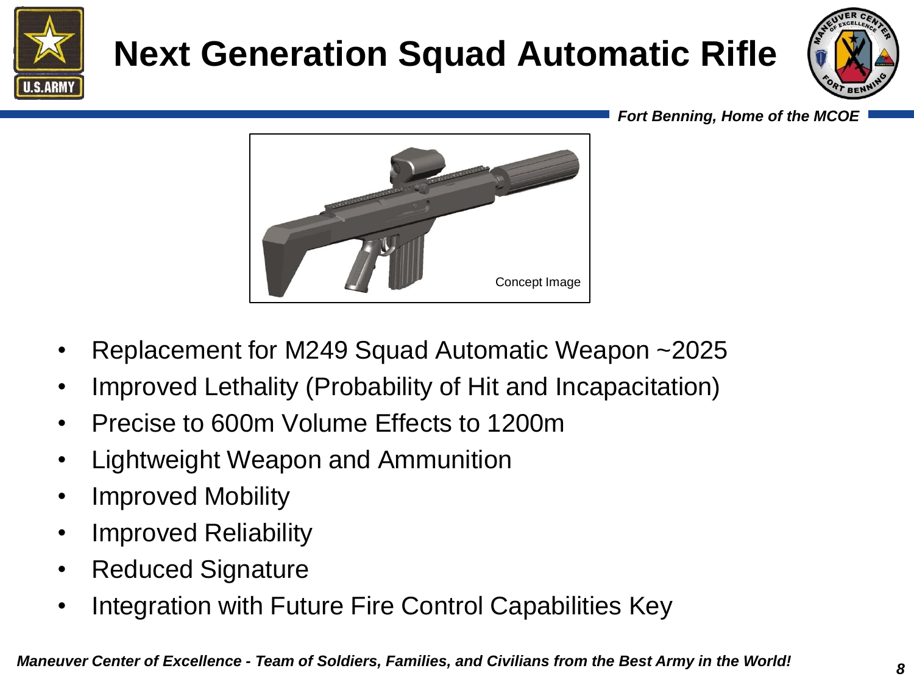# Next Generation Squad Automatic Rifle

Concept Image

- Replacement for M249 Squad Automatic Weapon ~2025
- Improved Lethality (Probability of Hit and Incapacitation)
- Precise to 600m Volume Effects to 1200m
- Lightweight Weapon and Ammunition
- Improved Mobility
- Improved Reliability
- Reduced Signature
- Integration with Future Fire Control Capabilities Key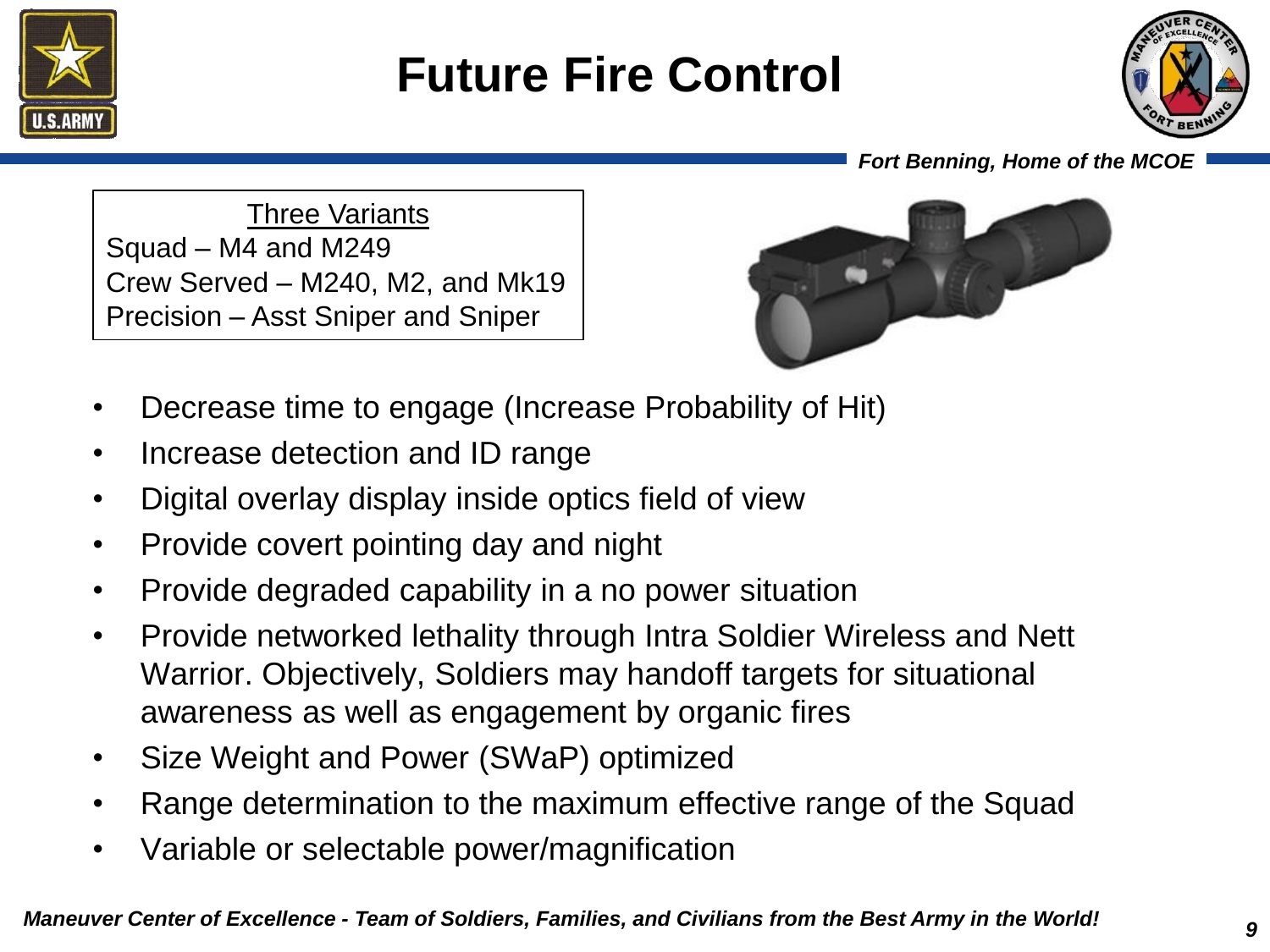# Future Fire Control

**Three Variants**

Squad – M4 and M249
Crew Served – M240, M2, and Mk19
Precision – Asst Sniper and Sniper

- Decrease time to engage (Increase Probability of Hit)
- Increase detection and ID range
- Digital overlay display inside optics field of view
- Provide covert pointing day and night
- Provide degraded capability in a no power situation
- Provide networked lethality through Intra Soldier Wireless and Nett Warrior. Objectively, Soldiers may handoff targets for situational awareness as well as engagement by organic fires
- Size Weight and Power (SWaP) optimized
- Range determination to the maximum effective range of the Squad
- Variable or selectable power/magnification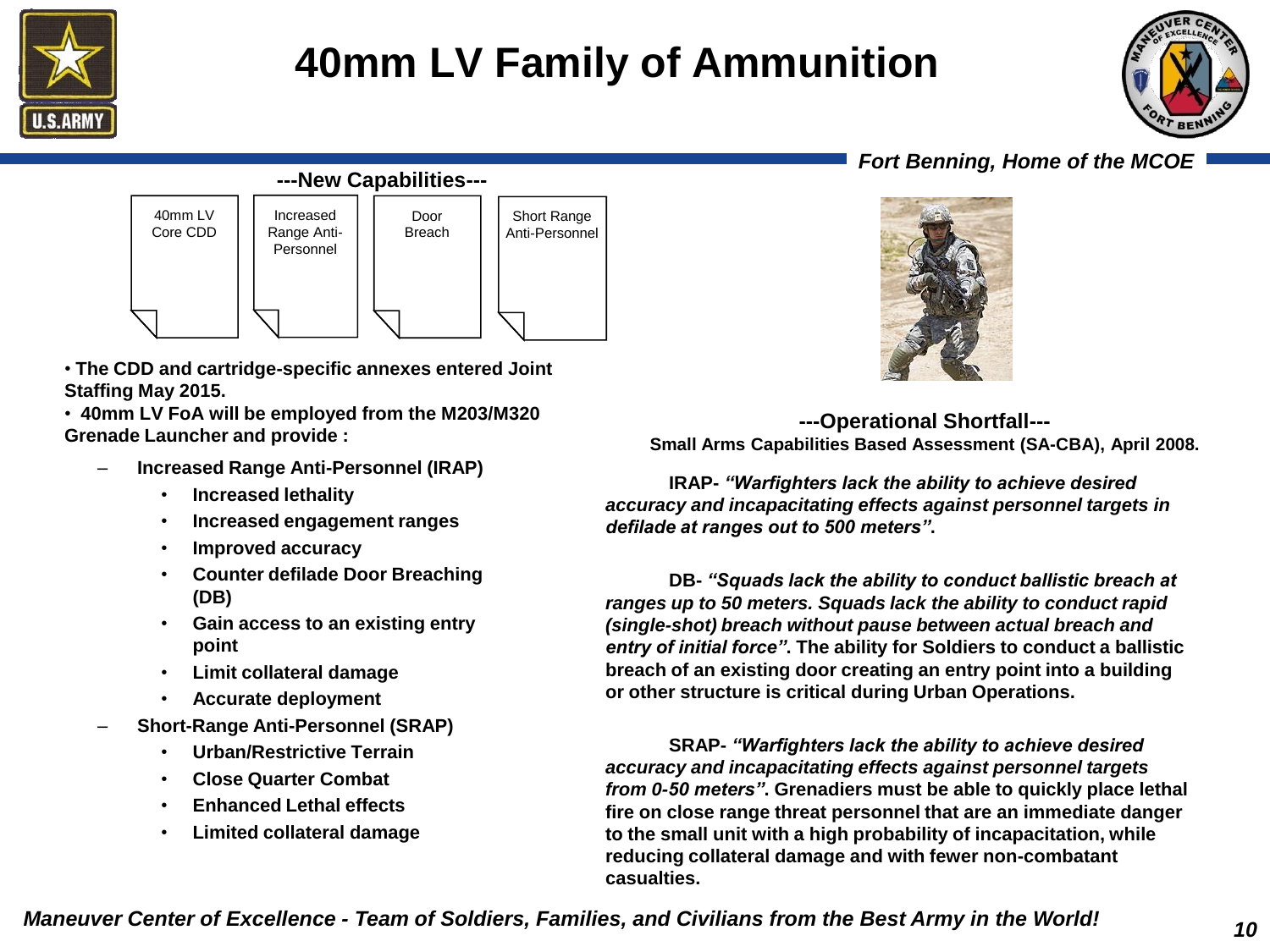# 40mm LV Family of Ammunition

*Fort Benning, Home of the MCOE*

**---New Capabilities---**

| 40mm LV Core CDD | Increased Range Anti-Personnel | Door Breach | Short Range Anti-Personnel |
|---|---|---|---|

- **The CDD and cartridge-specific annexes entered Joint Staffing May 2015.**
- **40mm LV FoA will be employed from the M203/M320 Grenade Launcher and provide :**
  - **Increased Range Anti-Personnel (IRAP)**
    - **Increased lethality**
    - **Increased engagement ranges**
    - **Improved accuracy**
    - **Counter defilade Door Breaching (DB)**
    - **Gain access to an existing entry point**
    - **Limit collateral damage**
    - **Accurate deployment**
  - **Short-Range Anti-Personnel (SRAP)**
    - **Urban/Restrictive Terrain**
    - **Close Quarter Combat**
    - **Enhanced Lethal effects**
    - **Limited collateral damage**

**---Operational Shortfall---**

**Small Arms Capabilities Based Assessment (SA-CBA), April 2008.**

**IRAP-** ***"Warfighters lack the ability to achieve desired accuracy and incapacitating effects against personnel targets in defilade at ranges out to 500 meters".***

**DB-** ***"Squads lack the ability to conduct ballistic breach at ranges up to 50 meters. Squads lack the ability to conduct rapid (single-shot) breach without pause between actual breach and entry of initial force".*** **The ability for Soldiers to conduct a ballistic breach of an existing door creating an entry point into a building or other structure is critical during Urban Operations.**

**SRAP-** ***"Warfighters lack the ability to achieve desired accuracy and incapacitating effects against personnel targets from 0-50 meters".*** **Grenadiers must be able to quickly place lethal fire on close range threat personnel that are an immediate danger to the small unit with a high probability of incapacitation, while reducing collateral damage and with fewer non-combatant casualties.**

*Maneuver Center of Excellence - Team of Soldiers, Families, and Civilians from the Best Army in the World!*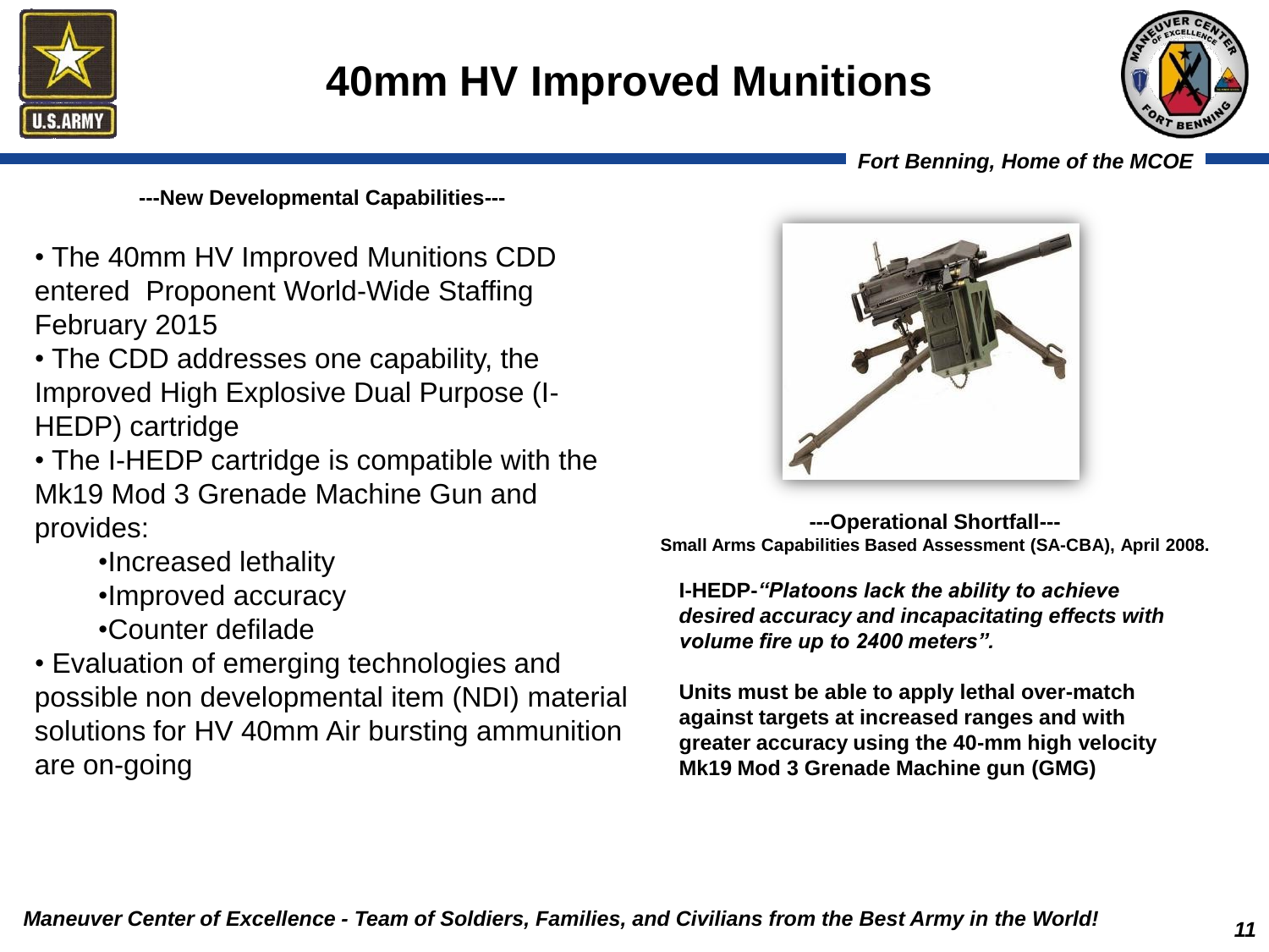# 40mm HV Improved Munitions

*Fort Benning, Home of the MCOE*

**---New Developmental Capabilities---**

- The 40mm HV Improved Munitions CDD entered Proponent World-Wide Staffing February 2015
- The CDD addresses one capability, the Improved High Explosive Dual Purpose (I-HEDP) cartridge
- The I-HEDP cartridge is compatible with the Mk19 Mod 3 Grenade Machine Gun and provides:
  - Increased lethality
  - Improved accuracy
  - Counter defilade
- Evaluation of emerging technologies and possible non developmental item (NDI) material solutions for HV 40mm Air bursting ammunition are on-going

**---Operational Shortfall---**

**Small Arms Capabilities Based Assessment (SA-CBA), April 2008.**

**I-HEDP-*"Platoons lack the ability to achieve desired accuracy and incapacitating effects with volume fire up to 2400 meters".***

**Units must be able to apply lethal over-match against targets at increased ranges and with greater accuracy using the 40-mm high velocity Mk19 Mod 3 Grenade Machine gun (GMG)**

*Maneuver Center of Excellence - Team of Soldiers, Families, and Civilians from the Best Army in the World!*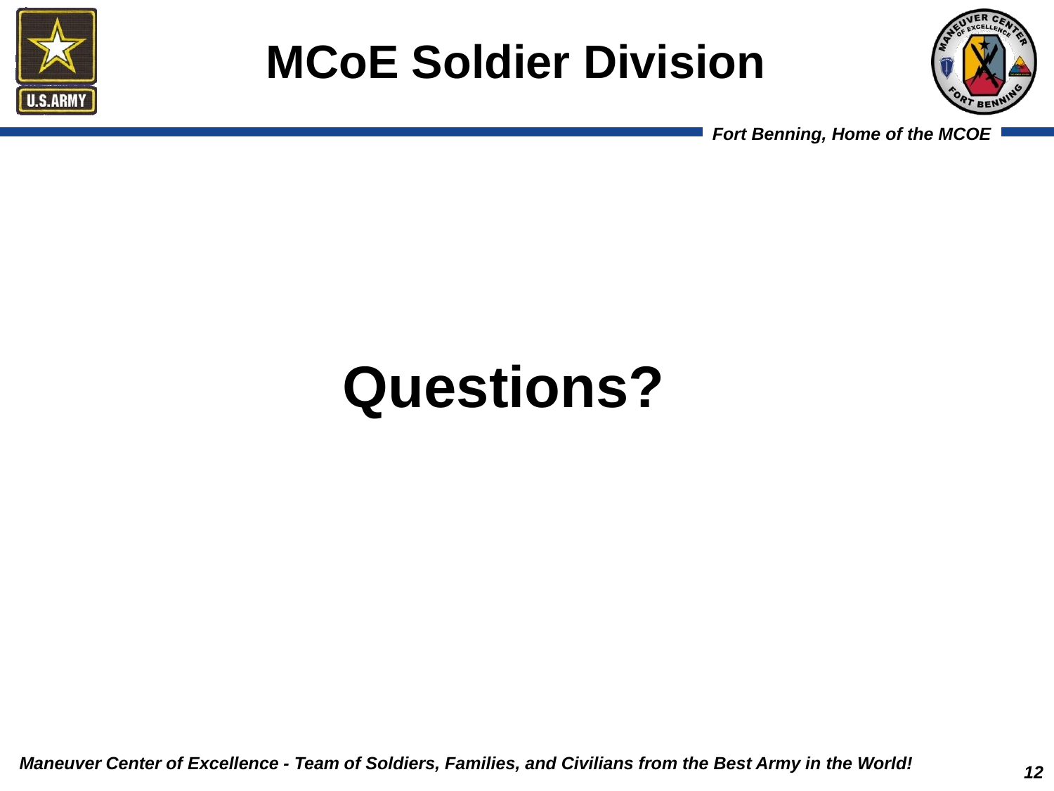# MCoE Soldier Division

*Fort Benning, Home of the MCOE*

# Questions?

*Maneuver Center of Excellence - Team of Soldiers, Families, and Civilians from the Best Army in the World!*